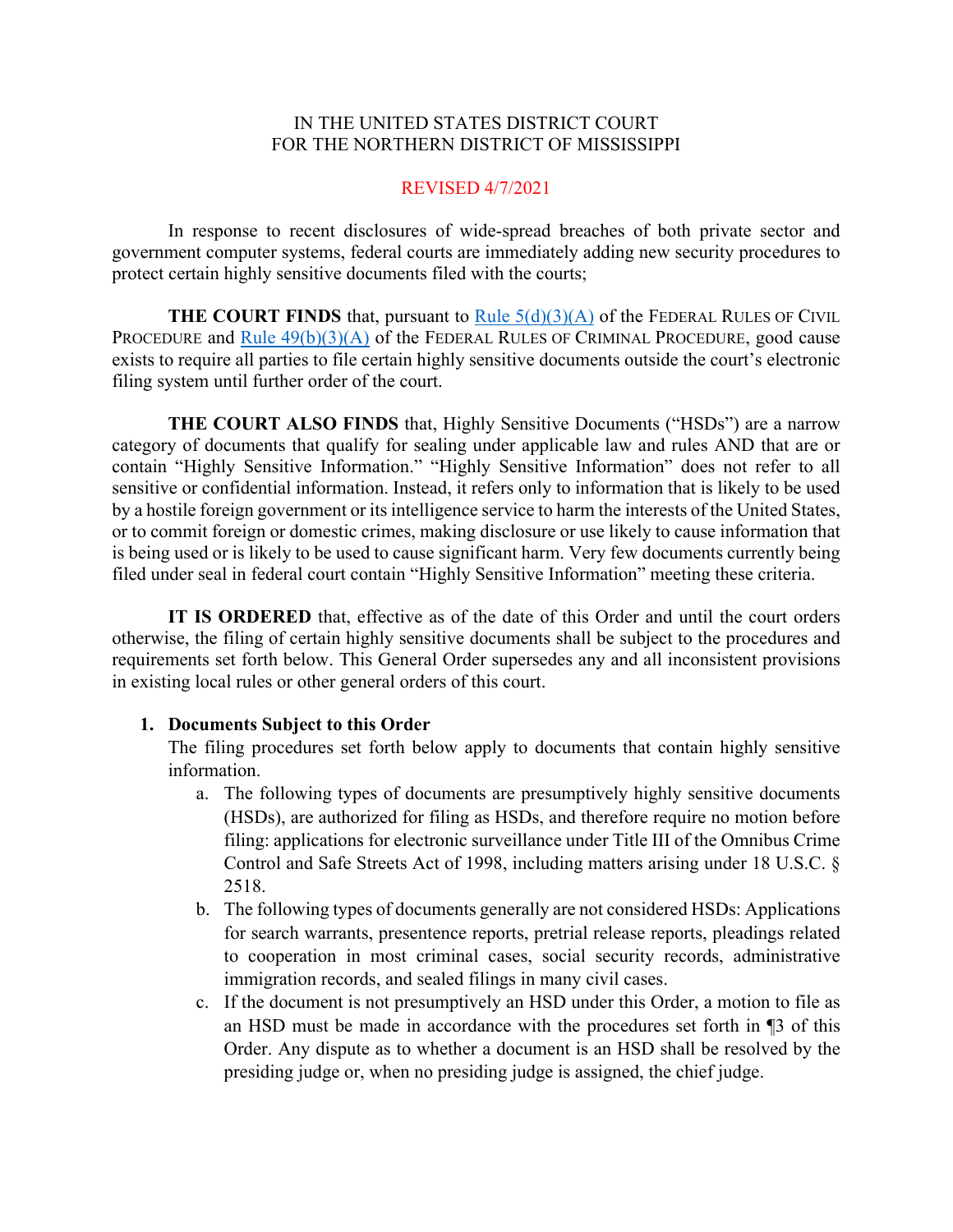IN THE UNITED STATES DISTRICT COURT
FOR THE NORTHERN DISTRICT OF MISSISSIPPI

REVISED 4/7/2021

In response to recent disclosures of wide-spread breaches of both private sector and government computer systems, federal courts are immediately adding new security procedures to protect certain highly sensitive documents filed with the courts;

**THE COURT FINDS** that, pursuant to [Rule 5(d)(3)(A)]() of the FEDERAL RULES OF CIVIL PROCEDURE and [Rule 49(b)(3)(A)]() of the FEDERAL RULES OF CRIMINAL PROCEDURE, good cause exists to require all parties to file certain highly sensitive documents outside the court's electronic filing system until further order of the court.

**THE COURT ALSO FINDS** that, Highly Sensitive Documents ("HSDs") are a narrow category of documents that qualify for sealing under applicable law and rules AND that are or contain "Highly Sensitive Information." "Highly Sensitive Information" does not refer to all sensitive or confidential information. Instead, it refers only to information that is likely to be used by a hostile foreign government or its intelligence service to harm the interests of the United States, or to commit foreign or domestic crimes, making disclosure or use likely to cause information that is being used or is likely to be used to cause significant harm. Very few documents currently being filed under seal in federal court contain "Highly Sensitive Information" meeting these criteria.

**IT IS ORDERED** that, effective as of the date of this Order and until the court orders otherwise, the filing of certain highly sensitive documents shall be subject to the procedures and requirements set forth below. This General Order supersedes any and all inconsistent provisions in existing local rules or other general orders of this court.

1. **Documents Subject to this Order**

   The filing procedures set forth below apply to documents that contain highly sensitive information.

   a. The following types of documents are presumptively highly sensitive documents (HSDs), are authorized for filing as HSDs, and therefore require no motion before filing: applications for electronic surveillance under Title III of the Omnibus Crime Control and Safe Streets Act of 1998, including matters arising under 18 U.S.C. § 2518.

   b. The following types of documents generally are not considered HSDs: Applications for search warrants, presentence reports, pretrial release reports, pleadings related to cooperation in most criminal cases, social security records, administrative immigration records, and sealed filings in many civil cases.

   c. If the document is not presumptively an HSD under this Order, a motion to file as an HSD must be made in accordance with the procedures set forth in ¶3 of this Order. Any dispute as to whether a document is an HSD shall be resolved by the presiding judge or, when no presiding judge is assigned, the chief judge.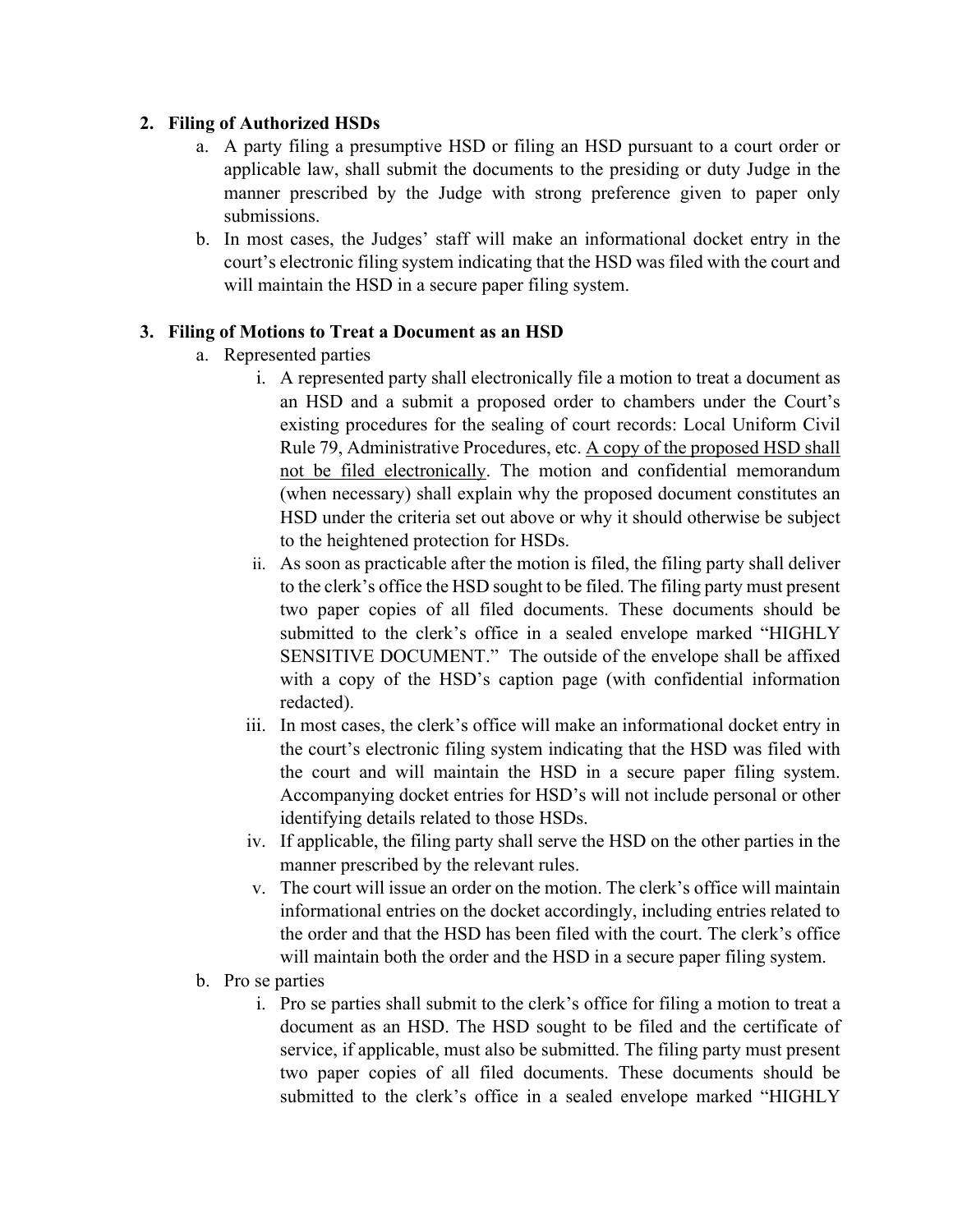2. **Filing of Authorized HSDs**
    a. A party filing a presumptive HSD or filing an HSD pursuant to a court order or applicable law, shall submit the documents to the presiding or duty Judge in the manner prescribed by the Judge with strong preference given to paper only submissions.
    b. In most cases, the Judges' staff will make an informational docket entry in the court's electronic filing system indicating that the HSD was filed with the court and will maintain the HSD in a secure paper filing system.

3. **Filing of Motions to Treat a Document as an HSD**
    a. Represented parties
        i. A represented party shall electronically file a motion to treat a document as an HSD and a submit a proposed order to chambers under the Court's existing procedures for the sealing of court records: Local Uniform Civil Rule 79, Administrative Procedures, etc. <u>A copy of the proposed HSD shall not be filed electronically</u>. The motion and confidential memorandum (when necessary) shall explain why the proposed document constitutes an HSD under the criteria set out above or why it should otherwise be subject to the heightened protection for HSDs.
        ii. As soon as practicable after the motion is filed, the filing party shall deliver to the clerk's office the HSD sought to be filed. The filing party must present two paper copies of all filed documents. These documents should be submitted to the clerk's office in a sealed envelope marked "HIGHLY SENSITIVE DOCUMENT." The outside of the envelope shall be affixed with a copy of the HSD's caption page (with confidential information redacted).
        iii. In most cases, the clerk's office will make an informational docket entry in the court's electronic filing system indicating that the HSD was filed with the court and will maintain the HSD in a secure paper filing system. Accompanying docket entries for HSD's will not include personal or other identifying details related to those HSDs.
        iv. If applicable, the filing party shall serve the HSD on the other parties in the manner prescribed by the relevant rules.
        v. The court will issue an order on the motion. The clerk's office will maintain informational entries on the docket accordingly, including entries related to the order and that the HSD has been filed with the court. The clerk's office will maintain both the order and the HSD in a secure paper filing system.
    b. Pro se parties
        i. Pro se parties shall submit to the clerk's office for filing a motion to treat a document as an HSD. The HSD sought to be filed and the certificate of service, if applicable, must also be submitted. The filing party must present two paper copies of all filed documents. These documents should be submitted to the clerk's office in a sealed envelope marked "HIGHLY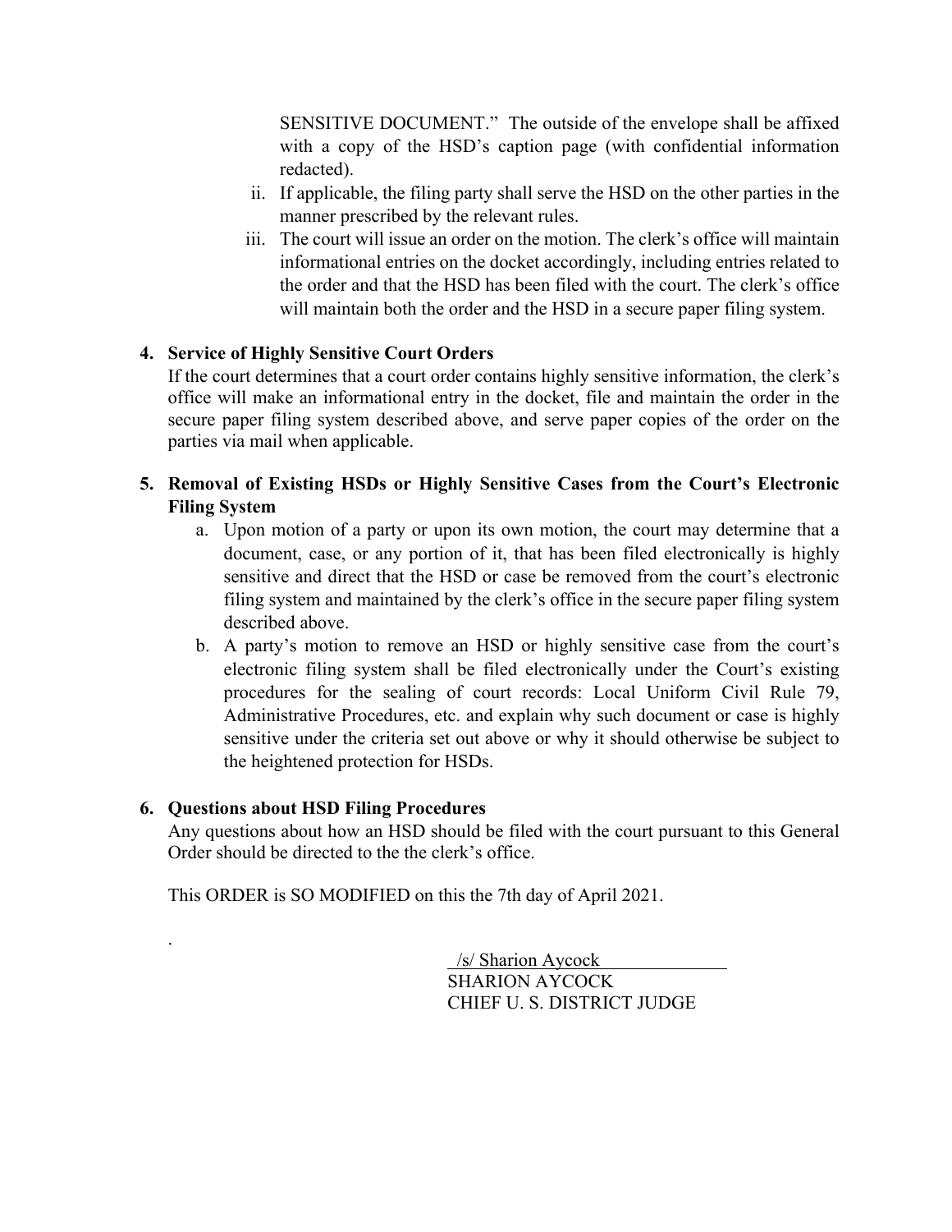SENSITIVE DOCUMENT." The outside of the envelope shall be affixed with a copy of the HSD's caption page (with confidential information redacted).

ii. If applicable, the filing party shall serve the HSD on the other parties in the manner prescribed by the relevant rules.

iii. The court will issue an order on the motion. The clerk's office will maintain informational entries on the docket accordingly, including entries related to the order and that the HSD has been filed with the court. The clerk's office will maintain both the order and the HSD in a secure paper filing system.

**4. Service of Highly Sensitive Court Orders**

If the court determines that a court order contains highly sensitive information, the clerk's office will make an informational entry in the docket, file and maintain the order in the secure paper filing system described above, and serve paper copies of the order on the parties via mail when applicable.

**5. Removal of Existing HSDs or Highly Sensitive Cases from the Court's Electronic Filing System**

a. Upon motion of a party or upon its own motion, the court may determine that a document, case, or any portion of it, that has been filed electronically is highly sensitive and direct that the HSD or case be removed from the court's electronic filing system and maintained by the clerk's office in the secure paper filing system described above.

b. A party's motion to remove an HSD or highly sensitive case from the court's electronic filing system shall be filed electronically under the Court's existing procedures for the sealing of court records: Local Uniform Civil Rule 79, Administrative Procedures, etc. and explain why such document or case is highly sensitive under the criteria set out above or why it should otherwise be subject to the heightened protection for HSDs.

**6. Questions about HSD Filing Procedures**

Any questions about how an HSD should be filed with the court pursuant to this General Order should be directed to the the clerk's office.

This ORDER is SO MODIFIED on this the 7th day of April 2021.

.

/s/ Sharion Aycock
SHARION AYCOCK
CHIEF U. S. DISTRICT JUDGE